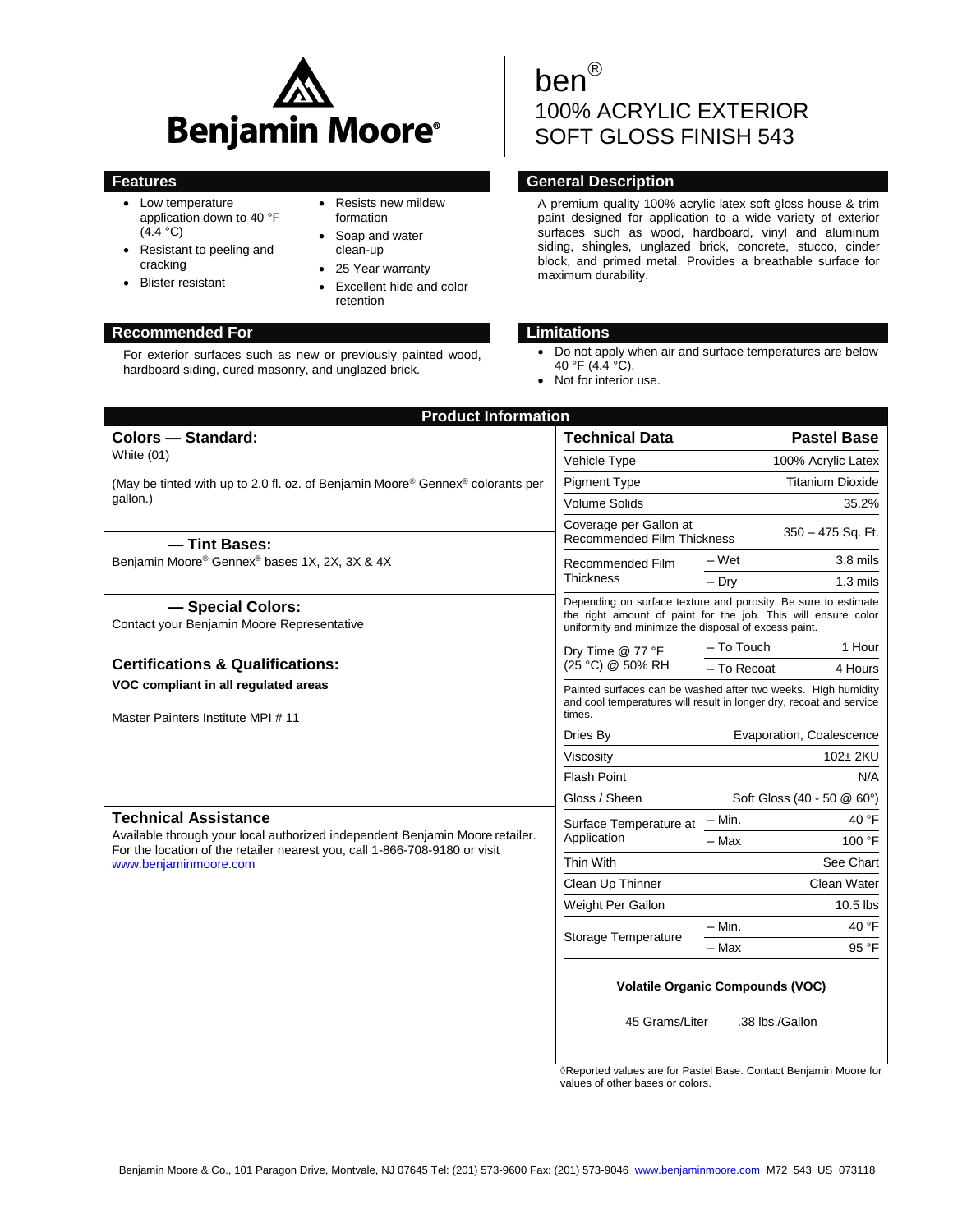# Benjamin Moore®

# ben®
# 100% ACRYLIC EXTERIOR SOFT GLOSS FINISH 543

## Features

- Low temperature application down to 40 °F (4.4 °C)
- Resistant to peeling and cracking
- Blister resistant
- Resists new mildew formation
- Soap and water clean-up
- 25 Year warranty
- Excellent hide and color retention

## General Description

A premium quality 100% acrylic latex soft gloss house & trim paint designed for application to a wide variety of exterior surfaces such as wood, hardboard, vinyl and aluminum siding, shingles, unglazed brick, concrete, stucco, cinder block, and primed metal. Provides a breathable surface for maximum durability.

## Recommended For

For exterior surfaces such as new or previously painted wood, hardboard siding, cured masonry, and unglazed brick.

## Limitations

- Do not apply when air and surface temperatures are below 40 °F (4.4 °C).
- Not for interior use.

## Product Information

### Colors — Standard:

White (01)

(May be tinted with up to 2.0 fl. oz. of Benjamin Moore® Gennex® colorants per gallon.)

### — Tint Bases:

Benjamin Moore® Gennex® bases 1X, 2X, 3X & 4X

### — Special Colors:

Contact your Benjamin Moore Representative

### Certifications & Qualifications:

**VOC compliant in all regulated areas**

Master Painters Institute MPI # 11

### Technical Assistance

Available through your local authorized independent Benjamin Moore retailer. For the location of the retailer nearest you, call 1-866-708-9180 or visit www.benjaminmoore.com

| Technical Data | | Pastel Base |
|---|---|---|
| Vehicle Type | | 100% Acrylic Latex |
| Pigment Type | | Titanium Dioxide |
| Volume Solids | | 35.2% |
| Coverage per Gallon at Recommended Film Thickness | | 350 – 475 Sq. Ft. |
| Recommended Film Thickness | – Wet | 3.8 mils |
| | – Dry | 1.3 mils |
| Depending on surface texture and porosity. Be sure to estimate the right amount of paint for the job. This will ensure color uniformity and minimize the disposal of excess paint. | | |
| Dry Time @ 77 °F (25 °C) @ 50% RH | – To Touch | 1 Hour |
| | – To Recoat | 4 Hours |
| Painted surfaces can be washed after two weeks. High humidity and cool temperatures will result in longer dry, recoat and service times. | | |
| Dries By | | Evaporation, Coalescence |
| Viscosity | | 102± 2KU |
| Flash Point | | N/A |
| Gloss / Sheen | | Soft Gloss (40 - 50 @ 60°) |
| Surface Temperature at Application | – Min. | 40 °F |
| | – Max | 100 °F |
| Thin With | | See Chart |
| Clean Up Thinner | | Clean Water |
| Weight Per Gallon | | 10.5 lbs |
| Storage Temperature | – Min. | 40 °F |
| | – Max | 95 °F |

**Volatile Organic Compounds (VOC)**

45 Grams/Liter .38 lbs./Gallon

◊Reported values are for Pastel Base. Contact Benjamin Moore for values of other bases or colors.

Benjamin Moore & Co., 101 Paragon Drive, Montvale, NJ 07645 Tel: (201) 573-9600 Fax: (201) 573-9046 www.benjaminmoore.com M72 543 US 073118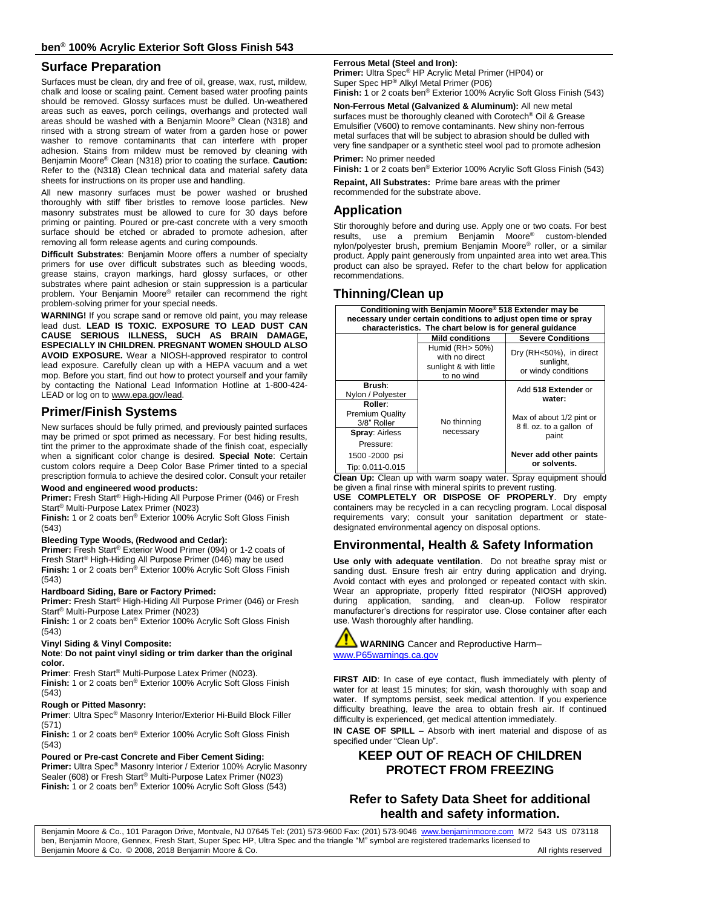## Surface Preparation

Surfaces must be clean, dry and free of oil, grease, wax, rust, mildew, chalk and loose or scaling paint. Cement based water proofing paints should be removed. Glossy surfaces must be dulled. Un-weathered areas such as eaves, porch ceilings, overhangs and protected wall areas should be washed with a Benjamin Moore® Clean (N318) and rinsed with a strong stream of water from a garden hose or power washer to remove contaminants that can interfere with proper adhesion. Stains from mildew must be removed by cleaning with Benjamin Moore® Clean (N318) prior to coating the surface. **Caution:** Refer to the (N318) Clean technical data and material safety data sheets for instructions on its proper use and handling.

All new masonry surfaces must be power washed or brushed thoroughly with stiff fiber bristles to remove loose particles. New masonry substrates must be allowed to cure for 30 days before priming or painting. Poured or pre-cast concrete with a very smooth surface should be etched or abraded to promote adhesion, after removing all form release agents and curing compounds.

**Difficult Substrates**: Benjamin Moore offers a number of specialty primers for use over difficult substrates such as bleeding woods, grease stains, crayon markings, hard glossy surfaces, or other substrates where paint adhesion or stain suppression is a particular problem. Your Benjamin Moore® retailer can recommend the right problem-solving primer for your special needs.

**WARNING!** If you scrape sand or remove old paint, you may release lead dust. **LEAD IS TOXIC. EXPOSURE TO LEAD DUST CAN CAUSE SERIOUS ILLNESS, SUCH AS BRAIN DAMAGE, ESPECIALLY IN CHILDREN. PREGNANT WOMEN SHOULD ALSO AVOID EXPOSURE.** Wear a NIOSH-approved respirator to control lead exposure. Carefully clean up with a HEPA vacuum and a wet mop. Before you start, find out how to protect yourself and your family by contacting the National Lead Information Hotline at 1-800-424-LEAD or log on to www.epa.gov/lead.

## Primer/Finish Systems

New surfaces should be fully primed, and previously painted surfaces may be primed or spot primed as necessary. For best hiding results, tint the primer to the approximate shade of the finish coat, especially when a significant color change is desired. **Special Note**: Certain custom colors require a Deep Color Base Primer tinted to a special prescription formula to achieve the desired color. Consult your retailer

**Wood and engineered wood products:**
**Primer:** Fresh Start® High-Hiding All Purpose Primer (046) or Fresh Start® Multi-Purpose Latex Primer (N023)
**Finish:** 1 or 2 coats ben® Exterior 100% Acrylic Soft Gloss Finish (543)

**Bleeding Type Woods, (Redwood and Cedar):**
**Primer:** Fresh Start® Exterior Wood Primer (094) or 1-2 coats of Fresh Start® High-Hiding All Purpose Primer (046) may be used
**Finish:** 1 or 2 coats ben® Exterior 100% Acrylic Soft Gloss Finish (543)

**Hardboard Siding, Bare or Factory Primed:**
**Primer:** Fresh Start® High-Hiding All Purpose Primer (046) or Fresh Start® Multi-Purpose Latex Primer (N023)
**Finish:** 1 or 2 coats ben® Exterior 100% Acrylic Soft Gloss Finish (543)

**Vinyl Siding & Vinyl Composite:**
**Note**: **Do not paint vinyl siding or trim darker than the original color.**
**Primer**: Fresh Start® Multi-Purpose Latex Primer (N023).
**Finish:** 1 or 2 coats ben® Exterior 100% Acrylic Soft Gloss Finish (543)

**Rough or Pitted Masonry:**
**Primer**: Ultra Spec® Masonry Interior/Exterior Hi-Build Block Filler (571)
**Finish:** 1 or 2 coats ben® Exterior 100% Acrylic Soft Gloss Finish (543)

**Poured or Pre-cast Concrete and Fiber Cement Siding:**
**Primer:** Ultra Spec® Masonry Interior / Exterior 100% Acrylic Masonry Sealer (608) or Fresh Start® Multi-Purpose Latex Primer (N023)
**Finish:** 1 or 2 coats ben® Exterior 100% Acrylic Soft Gloss (543)

**Ferrous Metal (Steel and Iron):**
**Primer:** Ultra Spec® HP Acrylic Metal Primer (HP04) or Super Spec HP® Alkyl Metal Primer (P06)
**Finish:** 1 or 2 coats ben® Exterior 100% Acrylic Soft Gloss Finish (543)

**Non-Ferrous Metal (Galvanized & Aluminum):** All new metal surfaces must be thoroughly cleaned with Corotech® Oil & Grease Emulsifier (V600) to remove contaminants. New shiny non-ferrous metal surfaces that will be subject to abrasion should be dulled with very fine sandpaper or a synthetic steel wool pad to promote adhesion

**Primer:** No primer needed
**Finish:** 1 or 2 coats ben® Exterior 100% Acrylic Soft Gloss Finish (543)

**Repaint, All Substrates:** Prime bare areas with the primer recommended for the substrate above.

## Application

Stir thoroughly before and during use. Apply one or two coats. For best results, use a premium Benjamin Moore® custom-blended nylon/polyester brush, premium Benjamin Moore® roller, or a similar product. Apply paint generously from unpainted area into wet area.This product can also be sprayed. Refer to the chart below for application recommendations.

## Thinning/Clean up

**Conditioning with Benjamin Moore® 518 Extender may be necessary under certain conditions to adjust open time or spray characteristics. The chart below is for general guidance**

| | Mild conditions | Severe Conditions |
|---|---|---|
| | Humid (RH> 50%) with no direct sunlight & with little to no wind | Dry (RH<50%), in direct sunlight, or windy conditions |
| **Brush**: Nylon / Polyester<br>**Roller**: Premium Quality 3/8" Roller<br>**Spray**: Airless<br>Pressure: 1500 -2000 psi<br>Tip: 0.011-0.015 | No thinning necessary | Add **518 Extender** or **water:**<br>Max of about 1/2 pint or 8 fl. oz. to a gallon of paint<br>**Never add other paints or solvents.** |

**Clean Up:** Clean up with warm soapy water. Spray equipment should be given a final rinse with mineral spirits to prevent rusting.

**USE COMPLETELY OR DISPOSE OF PROPERLY**. Dry empty containers may be recycled in a can recycling program. Local disposal requirements vary; consult your sanitation department or state-designated environmental agency on disposal options.

## Environmental, Health & Safety Information

**Use only with adequate ventilation**. Do not breathe spray mist or sanding dust. Ensure fresh air entry during application and drying. Avoid contact with eyes and prolonged or repeated contact with skin. Wear an appropriate, properly fitted respirator (NIOSH approved) during application, sanding, and clean-up. Follow respirator manufacturer's directions for respirator use. Close container after each use. Wash thoroughly after handling.

**WARNING** Cancer and Reproductive Harm– www.P65warnings.ca.gov

**FIRST AID**: In case of eye contact, flush immediately with plenty of water for at least 15 minutes; for skin, wash thoroughly with soap and water. If symptoms persist, seek medical attention. If you experience difficulty breathing, leave the area to obtain fresh air. If continued difficulty is experienced, get medical attention immediately.

**IN CASE OF SPILL** – Absorb with inert material and dispose of as specified under "Clean Up".

### KEEP OUT OF REACH OF CHILDREN
### PROTECT FROM FREEZING

### Refer to Safety Data Sheet for additional health and safety information.

Benjamin Moore & Co., 101 Paragon Drive, Montvale, NJ 07645 Tel: (201) 573-9600 Fax: (201) 573-9046 www.benjaminmoore.com M72 543 US 073118
ben, Benjamin Moore, Gennex, Fresh Start, Super Spec HP, Ultra Spec and the triangle "M" symbol are registered trademarks licensed to Benjamin Moore & Co. © 2008, 2018 Benjamin Moore & Co. All rights reserved